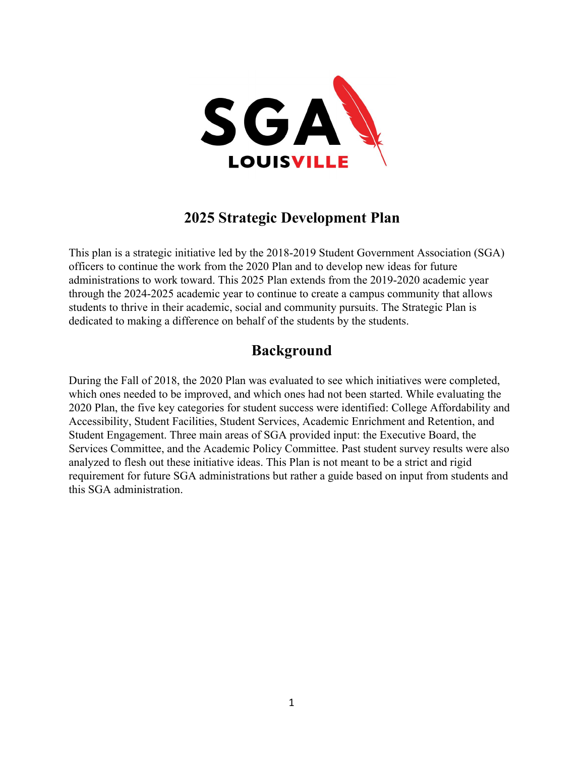# 2025 Strategic Development Plan

This plan is a strategic initiative led by the 2018-2019 Student Government Association (SGA) officers to continue the work from the 2020 Plan and to develop new ideas for future administrations to work toward. This 2025 Plan extends from the 2019-2020 academic year through the 2024-2025 academic year to continue to create a campus community that allows students to thrive in their academic, social and community pursuits. The Strategic Plan is dedicated to making a difference on behalf of the students by the students.

## Background

During the Fall of 2018, the 2020 Plan was evaluated to see which initiatives were completed, which ones needed to be improved, and which ones had not been started. While evaluating the 2020 Plan, the five key categories for student success were identified: College Affordability and Accessibility, Student Facilities, Student Services, Academic Enrichment and Retention, and Student Engagement. Three main areas of SGA provided input: the Executive Board, the Services Committee, and the Academic Policy Committee. Past student survey results were also analyzed to flesh out these initiative ideas. This Plan is not meant to be a strict and rigid requirement for future SGA administrations but rather a guide based on input from students and this SGA administration.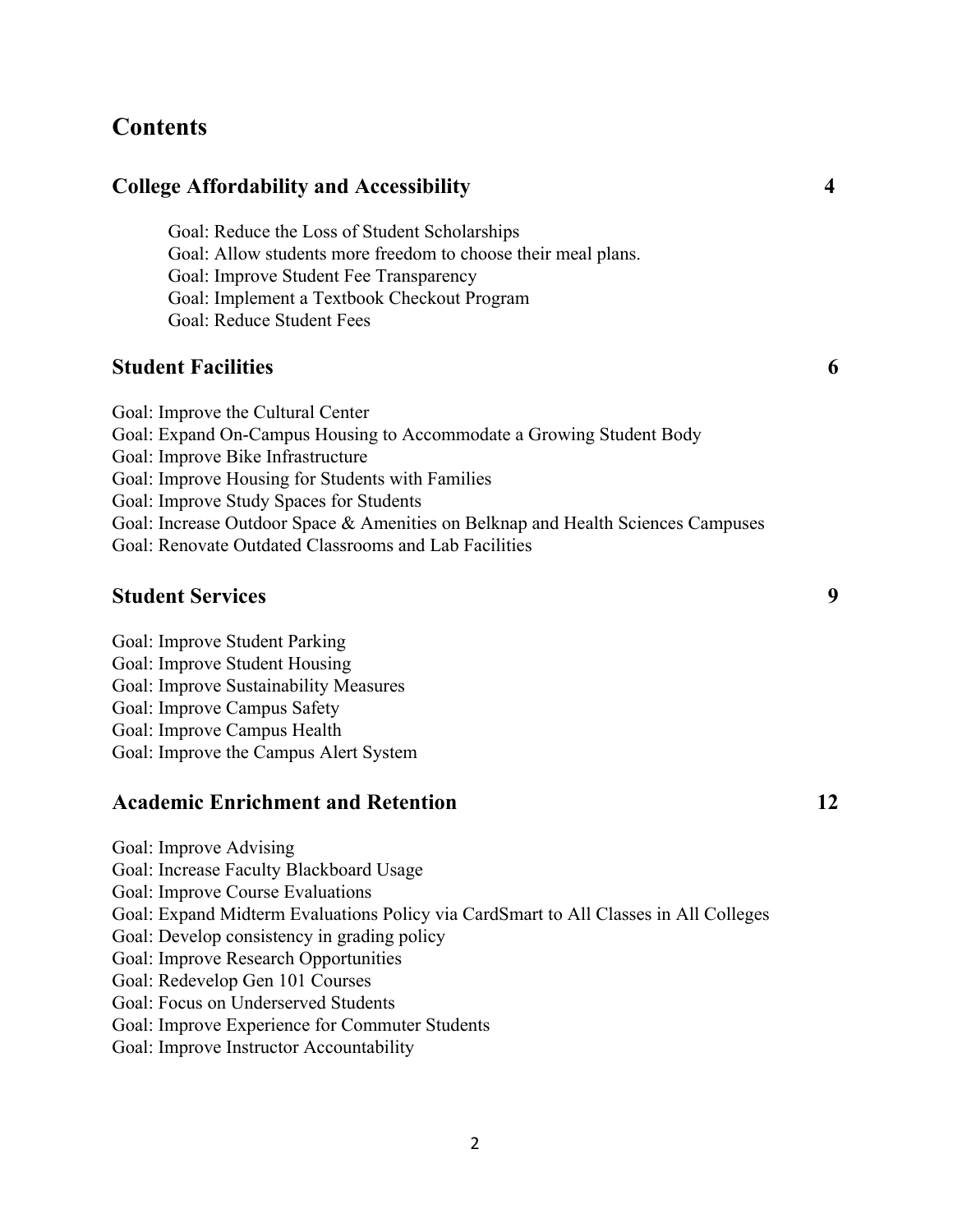# Contents

## College Affordability and Accessibility 4

- Goal: Reduce the Loss of Student Scholarships
- Goal: Allow students more freedom to choose their meal plans.
- Goal: Improve Student Fee Transparency
- Goal: Implement a Textbook Checkout Program
- Goal: Reduce Student Fees

## Student Facilities 6

- Goal: Improve the Cultural Center
- Goal: Expand On-Campus Housing to Accommodate a Growing Student Body
- Goal: Improve Bike Infrastructure
- Goal: Improve Housing for Students with Families
- Goal: Improve Study Spaces for Students
- Goal: Increase Outdoor Space & Amenities on Belknap and Health Sciences Campuses
- Goal: Renovate Outdated Classrooms and Lab Facilities

## Student Services 9

- Goal: Improve Student Parking
- Goal: Improve Student Housing
- Goal: Improve Sustainability Measures
- Goal: Improve Campus Safety
- Goal: Improve Campus Health
- Goal: Improve the Campus Alert System

## Academic Enrichment and Retention 12

- Goal: Improve Advising
- Goal: Increase Faculty Blackboard Usage
- Goal: Improve Course Evaluations
- Goal: Expand Midterm Evaluations Policy via CardSmart to All Classes in All Colleges
- Goal: Develop consistency in grading policy
- Goal: Improve Research Opportunities
- Goal: Redevelop Gen 101 Courses
- Goal: Focus on Underserved Students
- Goal: Improve Experience for Commuter Students
- Goal: Improve Instructor Accountability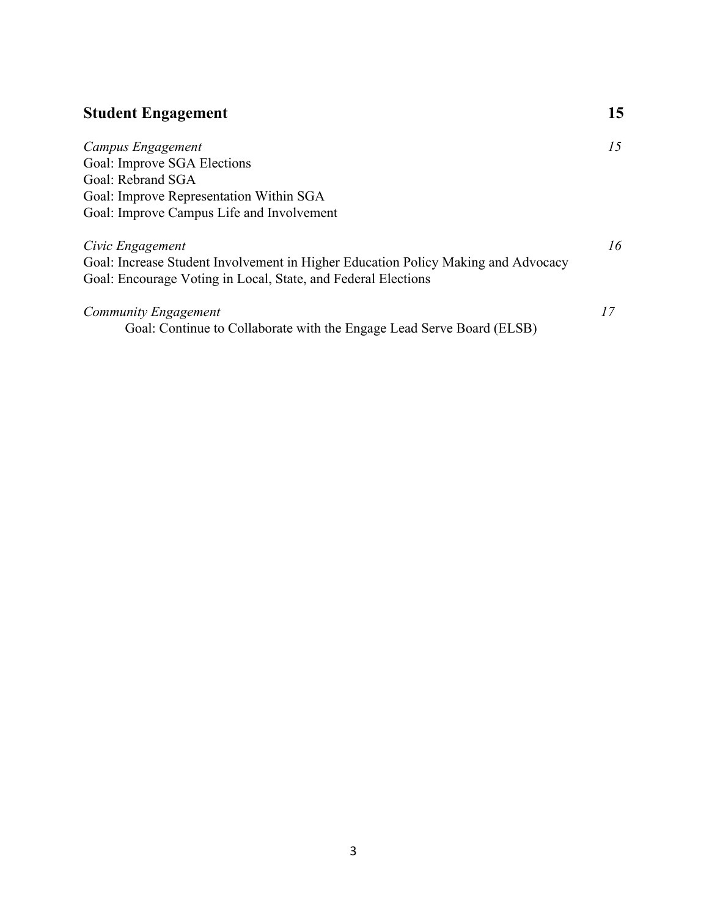**Student Engagement** **15**

*Campus Engagement* *15*

Goal: Improve SGA Elections
Goal: Rebrand SGA
Goal: Improve Representation Within SGA
Goal: Improve Campus Life and Involvement

*Civic Engagement* *16*

Goal: Increase Student Involvement in Higher Education Policy Making and Advocacy
Goal: Encourage Voting in Local, State, and Federal Elections

*Community Engagement* *17*

Goal: Continue to Collaborate with the Engage Lead Serve Board (ELSB)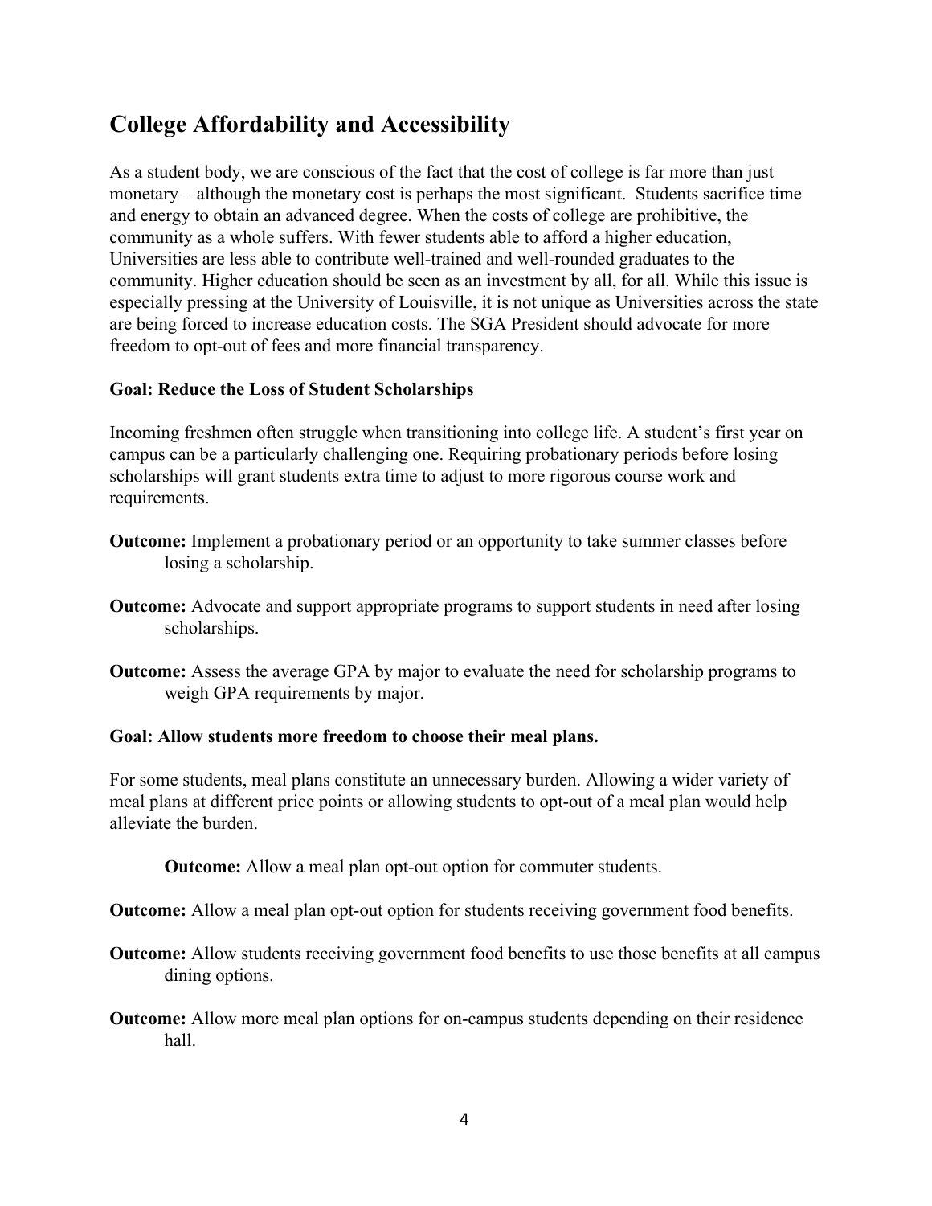## College Affordability and Accessibility

As a student body, we are conscious of the fact that the cost of college is far more than just monetary – although the monetary cost is perhaps the most significant. Students sacrifice time and energy to obtain an advanced degree. When the costs of college are prohibitive, the community as a whole suffers. With fewer students able to afford a higher education, Universities are less able to contribute well-trained and well-rounded graduates to the community. Higher education should be seen as an investment by all, for all. While this issue is especially pressing at the University of Louisville, it is not unique as Universities across the state are being forced to increase education costs. The SGA President should advocate for more freedom to opt-out of fees and more financial transparency.

**Goal: Reduce the Loss of Student Scholarships**

Incoming freshmen often struggle when transitioning into college life. A student's first year on campus can be a particularly challenging one. Requiring probationary periods before losing scholarships will grant students extra time to adjust to more rigorous course work and requirements.

**Outcome:** Implement a probationary period or an opportunity to take summer classes before losing a scholarship.

**Outcome:** Advocate and support appropriate programs to support students in need after losing scholarships.

**Outcome:** Assess the average GPA by major to evaluate the need for scholarship programs to weigh GPA requirements by major.

**Goal: Allow students more freedom to choose their meal plans.**

For some students, meal plans constitute an unnecessary burden. Allowing a wider variety of meal plans at different price points or allowing students to opt-out of a meal plan would help alleviate the burden.

**Outcome:** Allow a meal plan opt-out option for commuter students.

**Outcome:** Allow a meal plan opt-out option for students receiving government food benefits.

**Outcome:** Allow students receiving government food benefits to use those benefits at all campus dining options.

**Outcome:** Allow more meal plan options for on-campus students depending on their residence hall.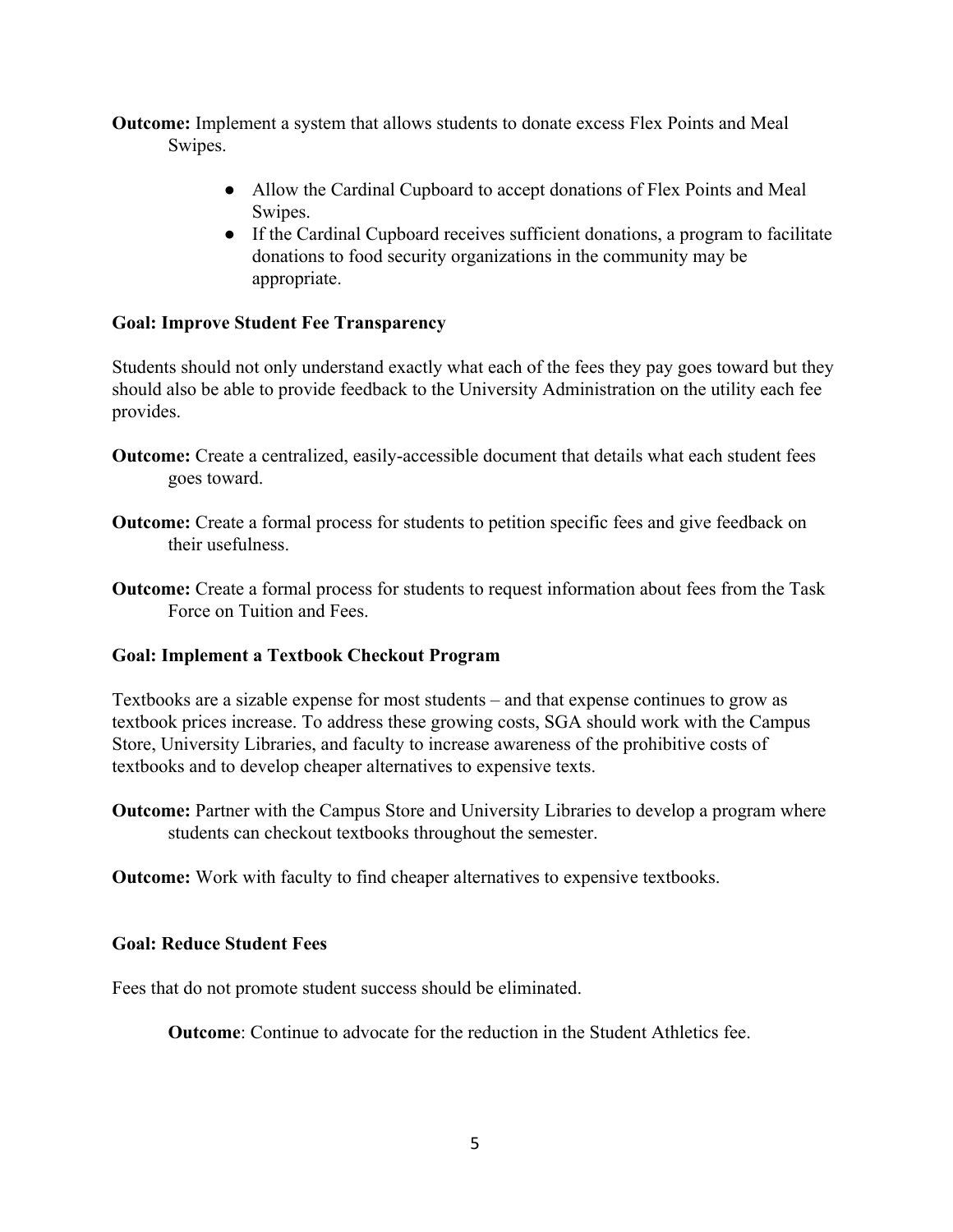**Outcome:** Implement a system that allows students to donate excess Flex Points and Meal Swipes.

- Allow the Cardinal Cupboard to accept donations of Flex Points and Meal Swipes.
- If the Cardinal Cupboard receives sufficient donations, a program to facilitate donations to food security organizations in the community may be appropriate.

**Goal: Improve Student Fee Transparency**

Students should not only understand exactly what each of the fees they pay goes toward but they should also be able to provide feedback to the University Administration on the utility each fee provides.

**Outcome:** Create a centralized, easily-accessible document that details what each student fees goes toward.

**Outcome:** Create a formal process for students to petition specific fees and give feedback on their usefulness.

**Outcome:** Create a formal process for students to request information about fees from the Task Force on Tuition and Fees.

**Goal: Implement a Textbook Checkout Program**

Textbooks are a sizable expense for most students – and that expense continues to grow as textbook prices increase. To address these growing costs, SGA should work with the Campus Store, University Libraries, and faculty to increase awareness of the prohibitive costs of textbooks and to develop cheaper alternatives to expensive texts.

**Outcome:** Partner with the Campus Store and University Libraries to develop a program where students can checkout textbooks throughout the semester.

**Outcome:** Work with faculty to find cheaper alternatives to expensive textbooks.

**Goal: Reduce Student Fees**

Fees that do not promote student success should be eliminated.

**Outcome**: Continue to advocate for the reduction in the Student Athletics fee.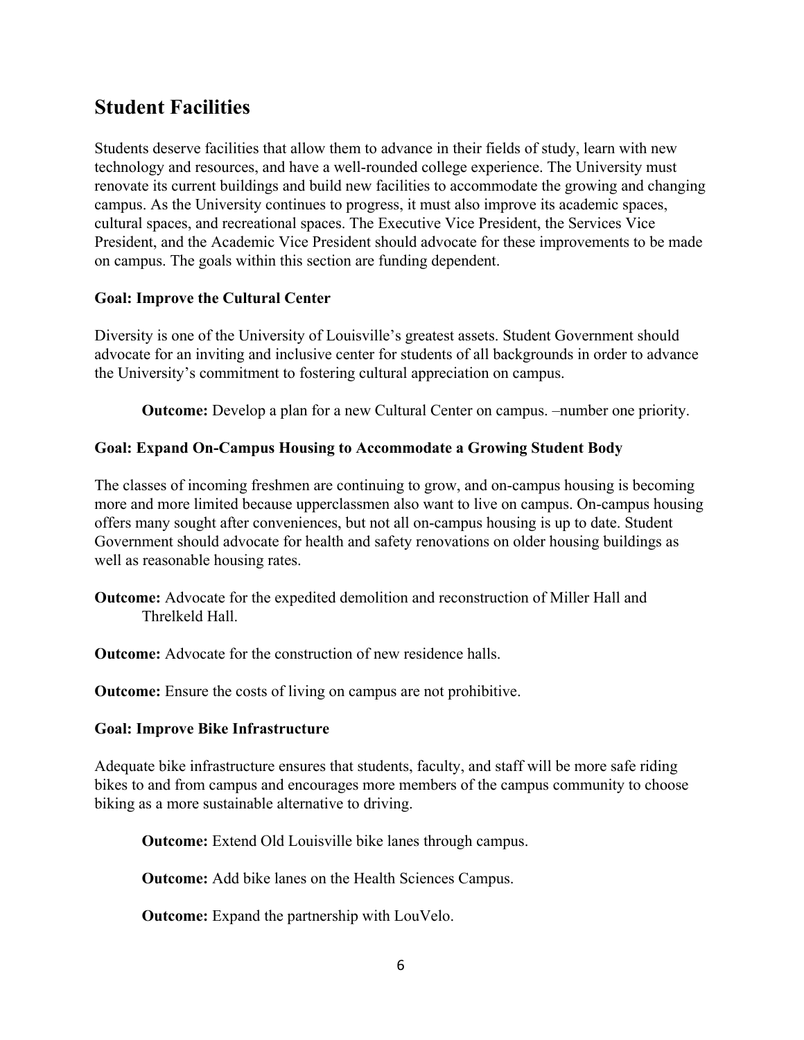## Student Facilities

Students deserve facilities that allow them to advance in their fields of study, learn with new technology and resources, and have a well-rounded college experience. The University must renovate its current buildings and build new facilities to accommodate the growing and changing campus. As the University continues to progress, it must also improve its academic spaces, cultural spaces, and recreational spaces. The Executive Vice President, the Services Vice President, and the Academic Vice President should advocate for these improvements to be made on campus. The goals within this section are funding dependent.

**Goal: Improve the Cultural Center**

Diversity is one of the University of Louisville's greatest assets. Student Government should advocate for an inviting and inclusive center for students of all backgrounds in order to advance the University's commitment to fostering cultural appreciation on campus.

**Outcome:** Develop a plan for a new Cultural Center on campus. –number one priority.

**Goal: Expand On-Campus Housing to Accommodate a Growing Student Body**

The classes of incoming freshmen are continuing to grow, and on-campus housing is becoming more and more limited because upperclassmen also want to live on campus. On-campus housing offers many sought after conveniences, but not all on-campus housing is up to date. Student Government should advocate for health and safety renovations on older housing buildings as well as reasonable housing rates.

**Outcome:** Advocate for the expedited demolition and reconstruction of Miller Hall and Threlkeld Hall.

**Outcome:** Advocate for the construction of new residence halls.

**Outcome:** Ensure the costs of living on campus are not prohibitive.

**Goal: Improve Bike Infrastructure**

Adequate bike infrastructure ensures that students, faculty, and staff will be more safe riding bikes to and from campus and encourages more members of the campus community to choose biking as a more sustainable alternative to driving.

**Outcome:** Extend Old Louisville bike lanes through campus.

**Outcome:** Add bike lanes on the Health Sciences Campus.

**Outcome:** Expand the partnership with LouVelo.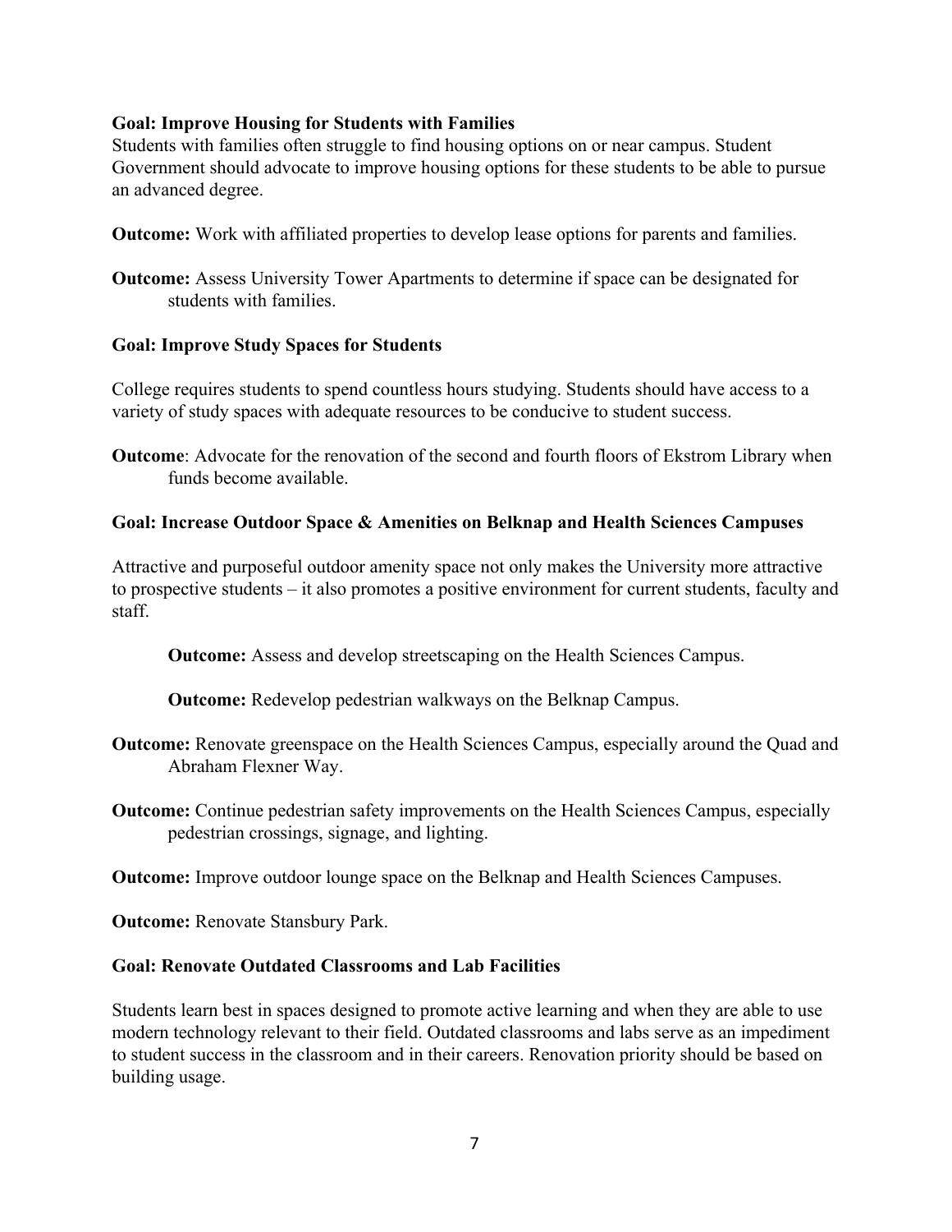**Goal: Improve Housing for Students with Families**

Students with families often struggle to find housing options on or near campus. Student Government should advocate to improve housing options for these students to be able to pursue an advanced degree.

**Outcome:** Work with affiliated properties to develop lease options for parents and families.

**Outcome:** Assess University Tower Apartments to determine if space can be designated for students with families.

**Goal: Improve Study Spaces for Students**

College requires students to spend countless hours studying. Students should have access to a variety of study spaces with adequate resources to be conducive to student success.

**Outcome**: Advocate for the renovation of the second and fourth floors of Ekstrom Library when funds become available.

**Goal: Increase Outdoor Space & Amenities on Belknap and Health Sciences Campuses**

Attractive and purposeful outdoor amenity space not only makes the University more attractive to prospective students – it also promotes a positive environment for current students, faculty and staff.

**Outcome:** Assess and develop streetscaping on the Health Sciences Campus.

**Outcome:** Redevelop pedestrian walkways on the Belknap Campus.

**Outcome:** Renovate greenspace on the Health Sciences Campus, especially around the Quad and Abraham Flexner Way.

**Outcome:** Continue pedestrian safety improvements on the Health Sciences Campus, especially pedestrian crossings, signage, and lighting.

**Outcome:** Improve outdoor lounge space on the Belknap and Health Sciences Campuses.

**Outcome:** Renovate Stansbury Park.

**Goal: Renovate Outdated Classrooms and Lab Facilities**

Students learn best in spaces designed to promote active learning and when they are able to use modern technology relevant to their field. Outdated classrooms and labs serve as an impediment to student success in the classroom and in their careers. Renovation priority should be based on building usage.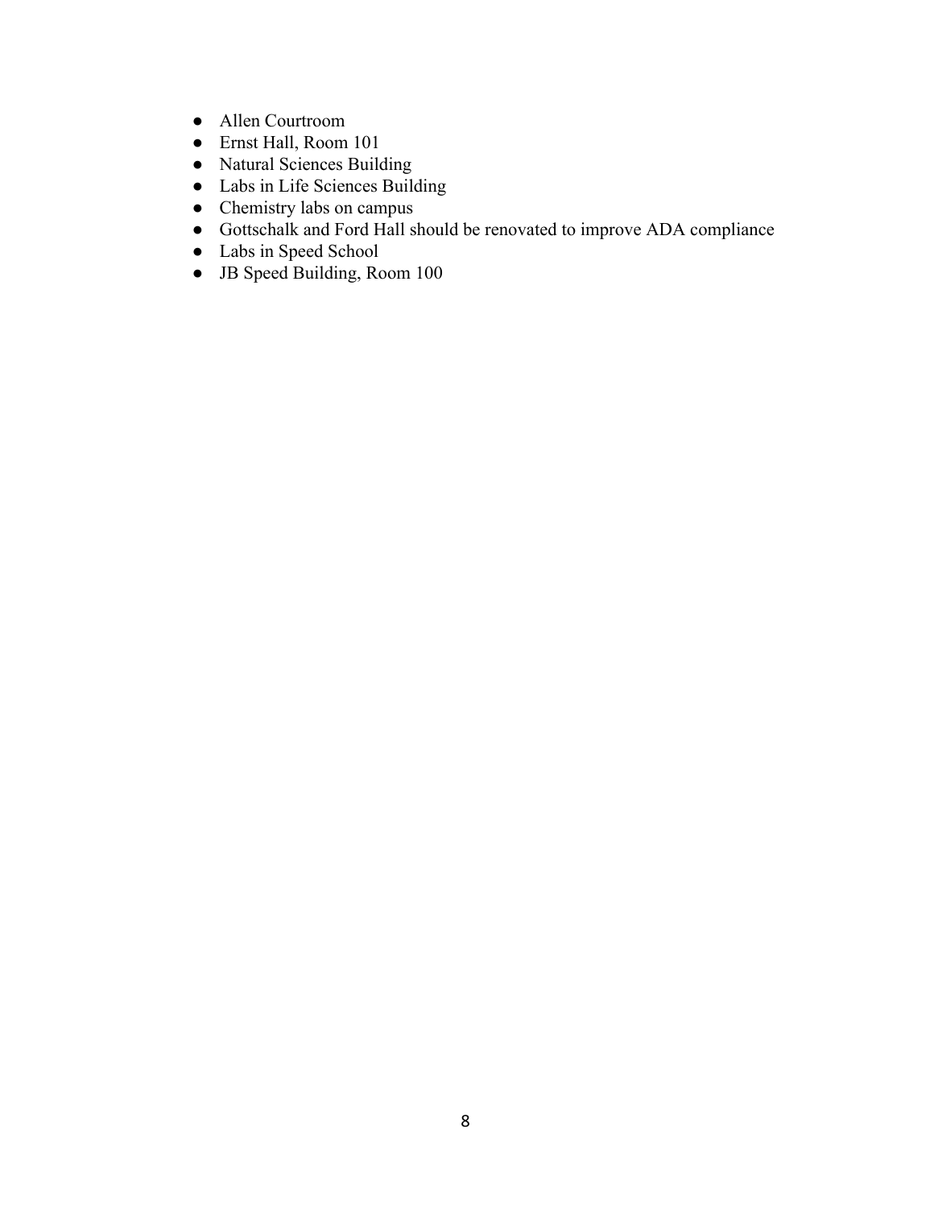- Allen Courtroom
- Ernst Hall, Room 101
- Natural Sciences Building
- Labs in Life Sciences Building
- Chemistry labs on campus
- Gottschalk and Ford Hall should be renovated to improve ADA compliance
- Labs in Speed School
- JB Speed Building, Room 100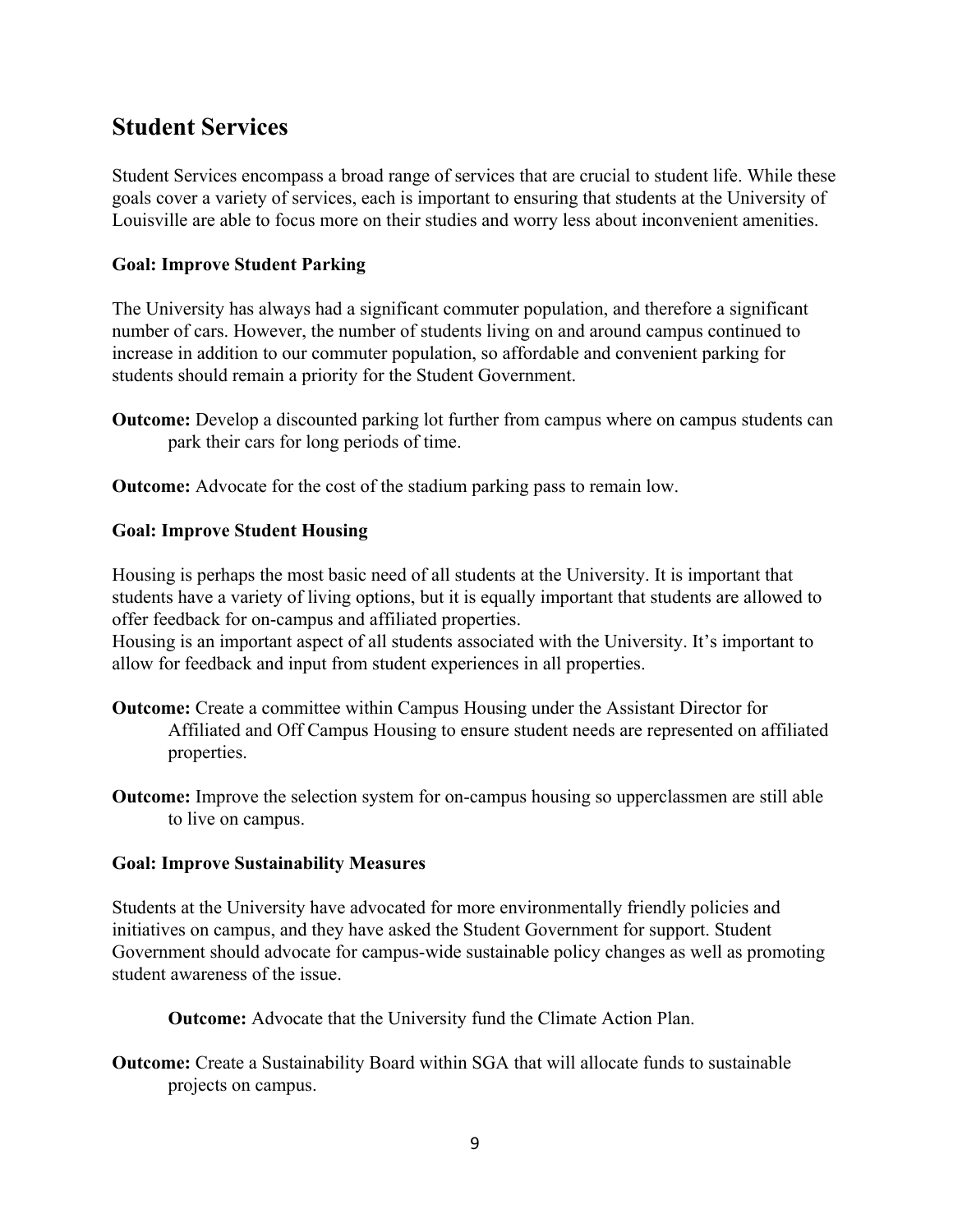## Student Services

Student Services encompass a broad range of services that are crucial to student life. While these goals cover a variety of services, each is important to ensuring that students at the University of Louisville are able to focus more on their studies and worry less about inconvenient amenities.

### Goal: Improve Student Parking

The University has always had a significant commuter population, and therefore a significant number of cars. However, the number of students living on and around campus continued to increase in addition to our commuter population, so affordable and convenient parking for students should remain a priority for the Student Government.

**Outcome:** Develop a discounted parking lot further from campus where on campus students can park their cars for long periods of time.

**Outcome:** Advocate for the cost of the stadium parking pass to remain low.

### Goal: Improve Student Housing

Housing is perhaps the most basic need of all students at the University. It is important that students have a variety of living options, but it is equally important that students are allowed to offer feedback for on-campus and affiliated properties.
Housing is an important aspect of all students associated with the University. It's important to allow for feedback and input from student experiences in all properties.

**Outcome:** Create a committee within Campus Housing under the Assistant Director for Affiliated and Off Campus Housing to ensure student needs are represented on affiliated properties.

**Outcome:** Improve the selection system for on-campus housing so upperclassmen are still able to live on campus.

### Goal: Improve Sustainability Measures

Students at the University have advocated for more environmentally friendly policies and initiatives on campus, and they have asked the Student Government for support. Student Government should advocate for campus-wide sustainable policy changes as well as promoting student awareness of the issue.

**Outcome:** Advocate that the University fund the Climate Action Plan.

**Outcome:** Create a Sustainability Board within SGA that will allocate funds to sustainable projects on campus.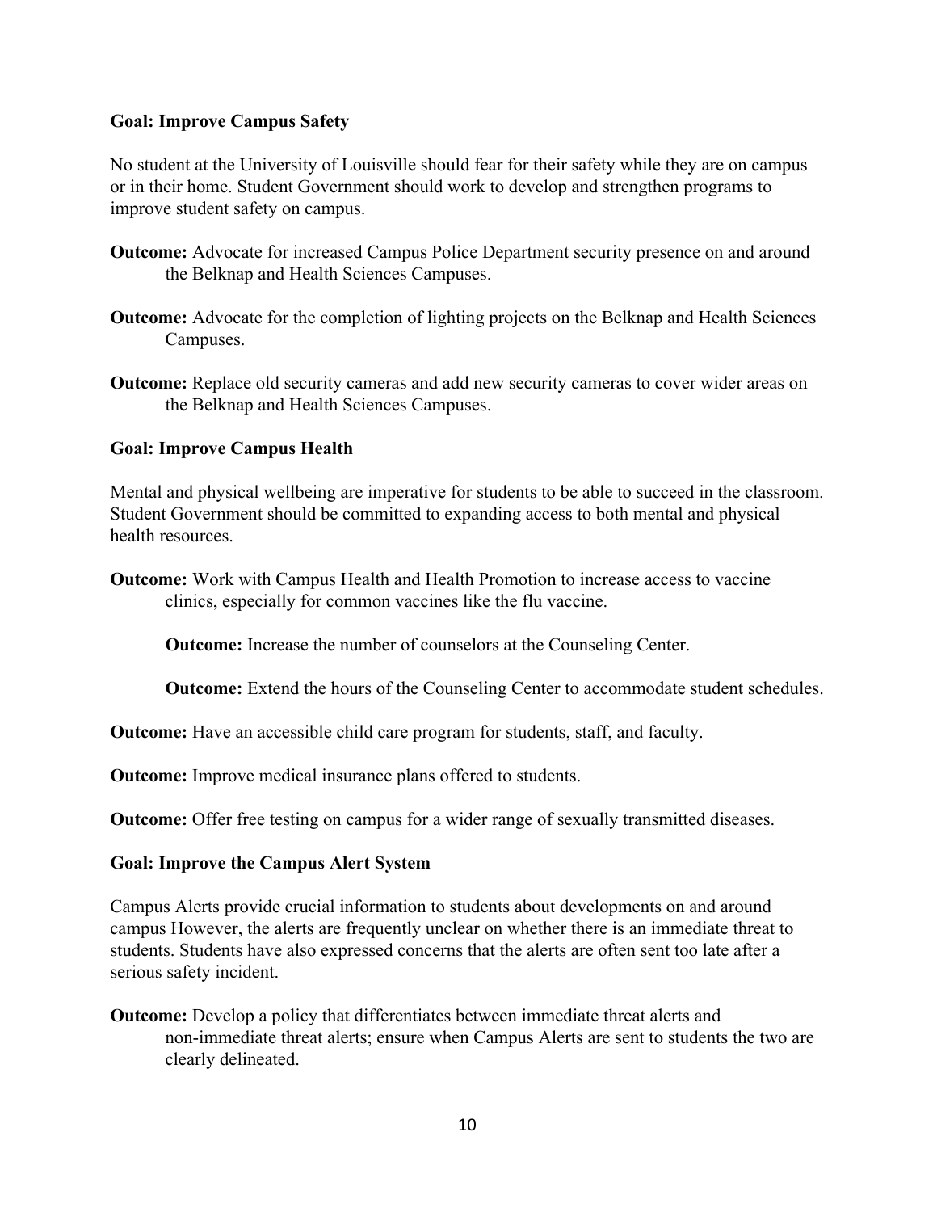**Goal: Improve Campus Safety**

No student at the University of Louisville should fear for their safety while they are on campus or in their home. Student Government should work to develop and strengthen programs to improve student safety on campus.

**Outcome:** Advocate for increased Campus Police Department security presence on and around the Belknap and Health Sciences Campuses.

**Outcome:** Advocate for the completion of lighting projects on the Belknap and Health Sciences Campuses.

**Outcome:** Replace old security cameras and add new security cameras to cover wider areas on the Belknap and Health Sciences Campuses.

**Goal: Improve Campus Health**

Mental and physical wellbeing are imperative for students to be able to succeed in the classroom. Student Government should be committed to expanding access to both mental and physical health resources.

**Outcome:** Work with Campus Health and Health Promotion to increase access to vaccine clinics, especially for common vaccines like the flu vaccine.

**Outcome:** Increase the number of counselors at the Counseling Center.

**Outcome:** Extend the hours of the Counseling Center to accommodate student schedules.

**Outcome:** Have an accessible child care program for students, staff, and faculty.

**Outcome:** Improve medical insurance plans offered to students.

**Outcome:** Offer free testing on campus for a wider range of sexually transmitted diseases.

**Goal: Improve the Campus Alert System**

Campus Alerts provide crucial information to students about developments on and around campus However, the alerts are frequently unclear on whether there is an immediate threat to students. Students have also expressed concerns that the alerts are often sent too late after a serious safety incident.

**Outcome:** Develop a policy that differentiates between immediate threat alerts and non-immediate threat alerts; ensure when Campus Alerts are sent to students the two are clearly delineated.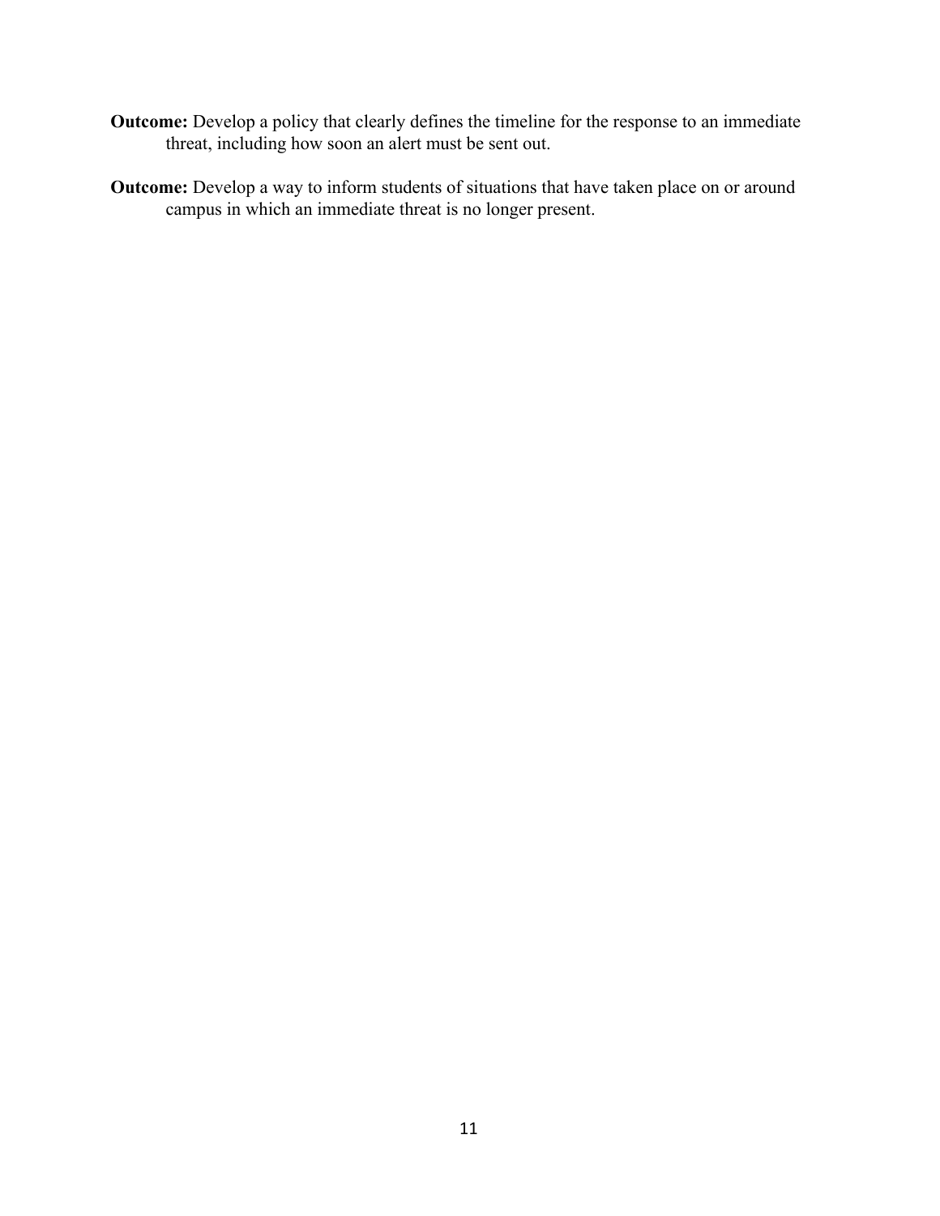**Outcome:** Develop a policy that clearly defines the timeline for the response to an immediate threat, including how soon an alert must be sent out.

**Outcome:** Develop a way to inform students of situations that have taken place on or around campus in which an immediate threat is no longer present.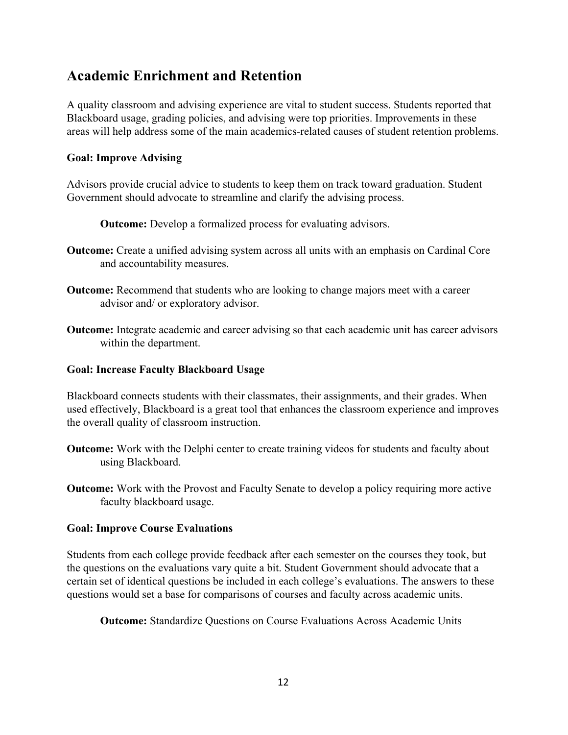## Academic Enrichment and Retention

A quality classroom and advising experience are vital to student success. Students reported that Blackboard usage, grading policies, and advising were top priorities. Improvements in these areas will help address some of the main academics-related causes of student retention problems.

**Goal: Improve Advising**

Advisors provide crucial advice to students to keep them on track toward graduation. Student Government should advocate to streamline and clarify the advising process.

**Outcome:** Develop a formalized process for evaluating advisors.

**Outcome:** Create a unified advising system across all units with an emphasis on Cardinal Core and accountability measures.

**Outcome:** Recommend that students who are looking to change majors meet with a career advisor and/ or exploratory advisor.

**Outcome:** Integrate academic and career advising so that each academic unit has career advisors within the department.

**Goal: Increase Faculty Blackboard Usage**

Blackboard connects students with their classmates, their assignments, and their grades. When used effectively, Blackboard is a great tool that enhances the classroom experience and improves the overall quality of classroom instruction.

**Outcome:** Work with the Delphi center to create training videos for students and faculty about using Blackboard.

**Outcome:** Work with the Provost and Faculty Senate to develop a policy requiring more active faculty blackboard usage.

**Goal: Improve Course Evaluations**

Students from each college provide feedback after each semester on the courses they took, but the questions on the evaluations vary quite a bit. Student Government should advocate that a certain set of identical questions be included in each college's evaluations. The answers to these questions would set a base for comparisons of courses and faculty across academic units.

**Outcome:** Standardize Questions on Course Evaluations Across Academic Units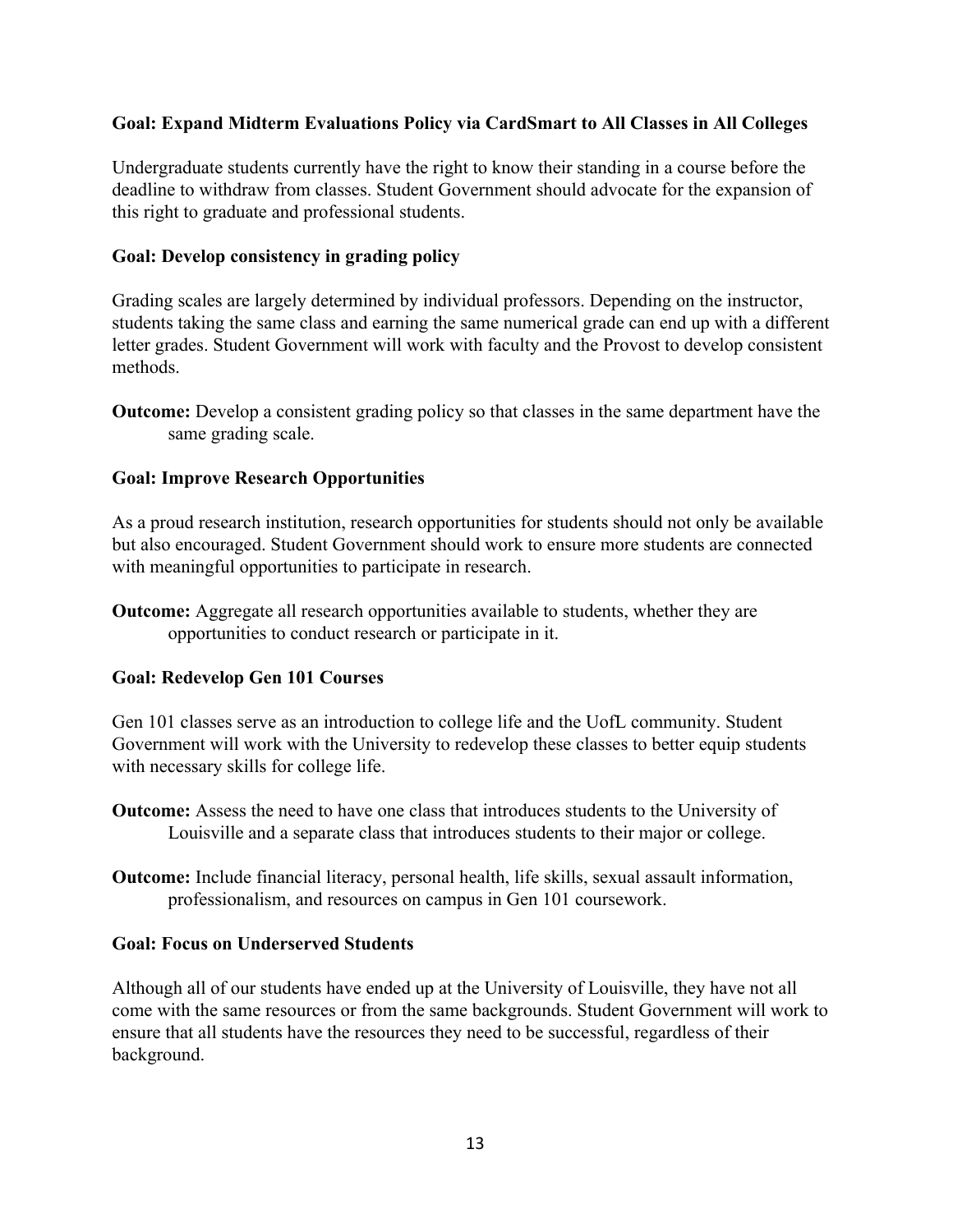**Goal: Expand Midterm Evaluations Policy via CardSmart to All Classes in All Colleges**

Undergraduate students currently have the right to know their standing in a course before the deadline to withdraw from classes. Student Government should advocate for the expansion of this right to graduate and professional students.

**Goal: Develop consistency in grading policy**

Grading scales are largely determined by individual professors. Depending on the instructor, students taking the same class and earning the same numerical grade can end up with a different letter grades. Student Government will work with faculty and the Provost to develop consistent methods.

**Outcome:** Develop a consistent grading policy so that classes in the same department have the same grading scale.

**Goal: Improve Research Opportunities**

As a proud research institution, research opportunities for students should not only be available but also encouraged. Student Government should work to ensure more students are connected with meaningful opportunities to participate in research.

**Outcome:** Aggregate all research opportunities available to students, whether they are opportunities to conduct research or participate in it.

**Goal: Redevelop Gen 101 Courses**

Gen 101 classes serve as an introduction to college life and the UofL community. Student Government will work with the University to redevelop these classes to better equip students with necessary skills for college life.

**Outcome:** Assess the need to have one class that introduces students to the University of Louisville and a separate class that introduces students to their major or college.

**Outcome:** Include financial literacy, personal health, life skills, sexual assault information, professionalism, and resources on campus in Gen 101 coursework.

**Goal: Focus on Underserved Students**

Although all of our students have ended up at the University of Louisville, they have not all come with the same resources or from the same backgrounds. Student Government will work to ensure that all students have the resources they need to be successful, regardless of their background.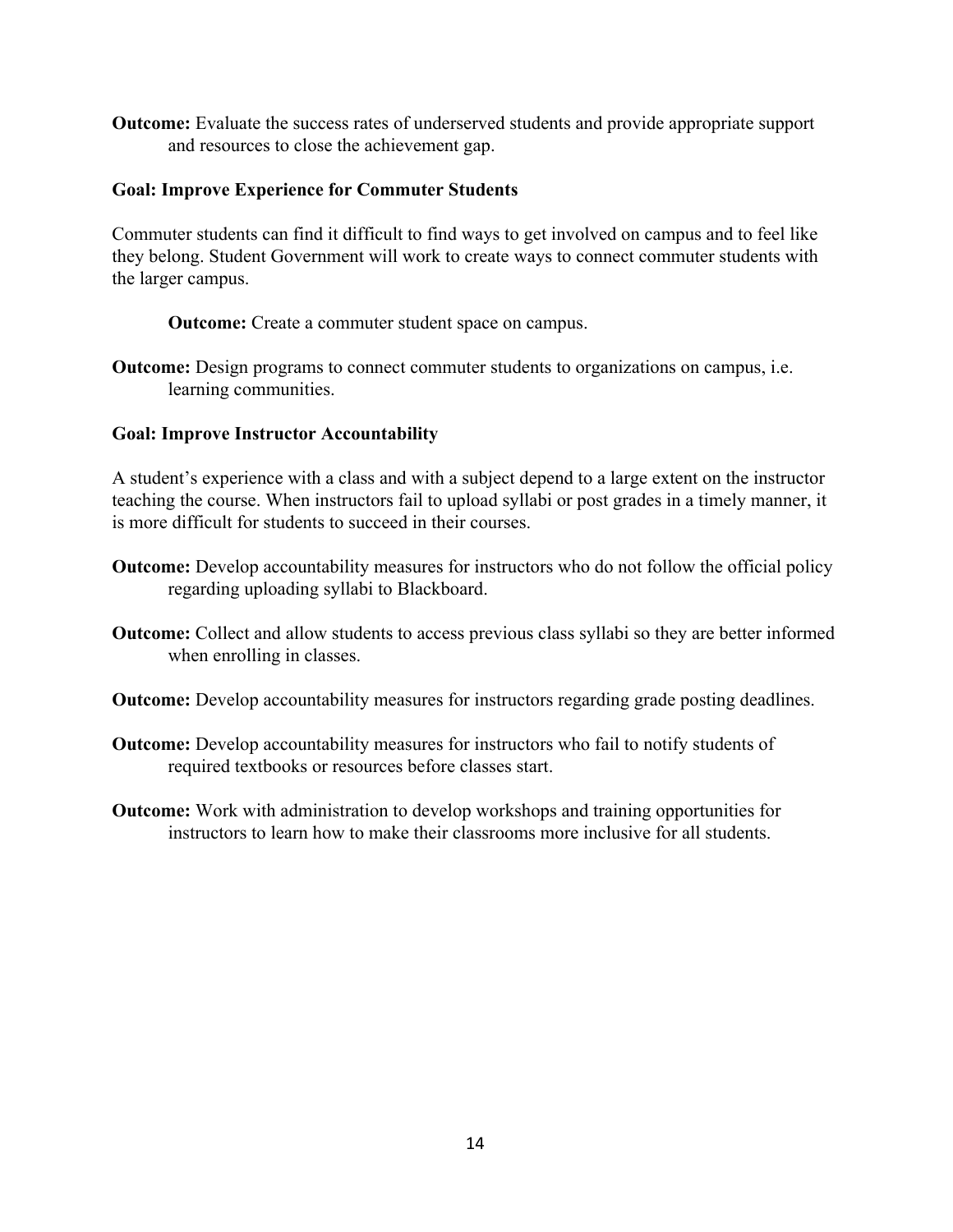**Outcome:** Evaluate the success rates of underserved students and provide appropriate support and resources to close the achievement gap.

**Goal: Improve Experience for Commuter Students**

Commuter students can find it difficult to find ways to get involved on campus and to feel like they belong. Student Government will work to create ways to connect commuter students with the larger campus.

**Outcome:** Create a commuter student space on campus.

**Outcome:** Design programs to connect commuter students to organizations on campus, i.e. learning communities.

**Goal: Improve Instructor Accountability**

A student's experience with a class and with a subject depend to a large extent on the instructor teaching the course. When instructors fail to upload syllabi or post grades in a timely manner, it is more difficult for students to succeed in their courses.

**Outcome:** Develop accountability measures for instructors who do not follow the official policy regarding uploading syllabi to Blackboard.

**Outcome:** Collect and allow students to access previous class syllabi so they are better informed when enrolling in classes.

**Outcome:** Develop accountability measures for instructors regarding grade posting deadlines.

**Outcome:** Develop accountability measures for instructors who fail to notify students of required textbooks or resources before classes start.

**Outcome:** Work with administration to develop workshops and training opportunities for instructors to learn how to make their classrooms more inclusive for all students.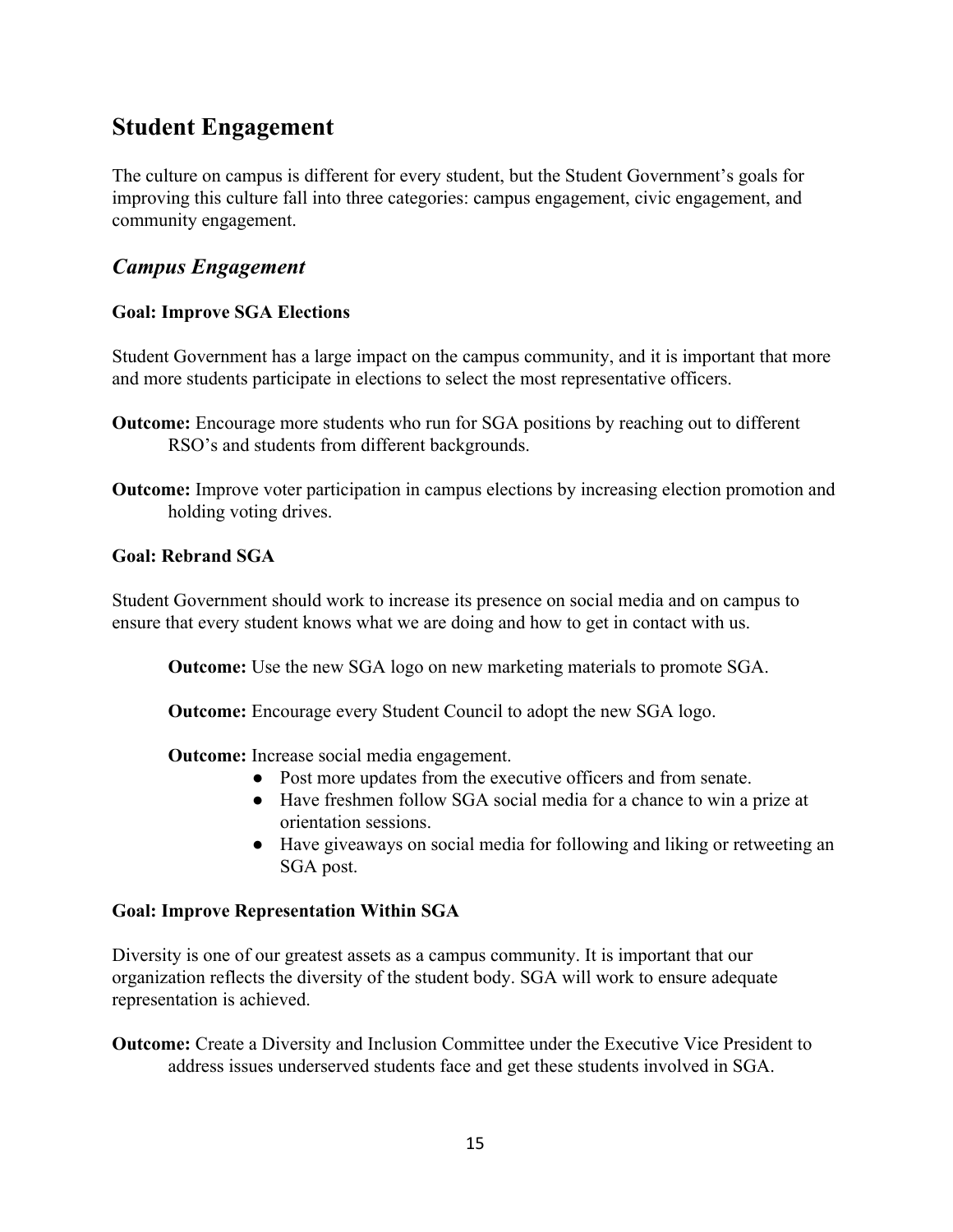## Student Engagement

The culture on campus is different for every student, but the Student Government's goals for improving this culture fall into three categories: campus engagement, civic engagement, and community engagement.

### *Campus Engagement*

**Goal: Improve SGA Elections**

Student Government has a large impact on the campus community, and it is important that more and more students participate in elections to select the most representative officers.

**Outcome:** Encourage more students who run for SGA positions by reaching out to different RSO's and students from different backgrounds.

**Outcome:** Improve voter participation in campus elections by increasing election promotion and holding voting drives.

**Goal: Rebrand SGA**

Student Government should work to increase its presence on social media and on campus to ensure that every student knows what we are doing and how to get in contact with us.

**Outcome:** Use the new SGA logo on new marketing materials to promote SGA.

**Outcome:** Encourage every Student Council to adopt the new SGA logo.

**Outcome:** Increase social media engagement.

- Post more updates from the executive officers and from senate.
- Have freshmen follow SGA social media for a chance to win a prize at orientation sessions.
- Have giveaways on social media for following and liking or retweeting an SGA post.

**Goal: Improve Representation Within SGA**

Diversity is one of our greatest assets as a campus community. It is important that our organization reflects the diversity of the student body. SGA will work to ensure adequate representation is achieved.

**Outcome:** Create a Diversity and Inclusion Committee under the Executive Vice President to address issues underserved students face and get these students involved in SGA.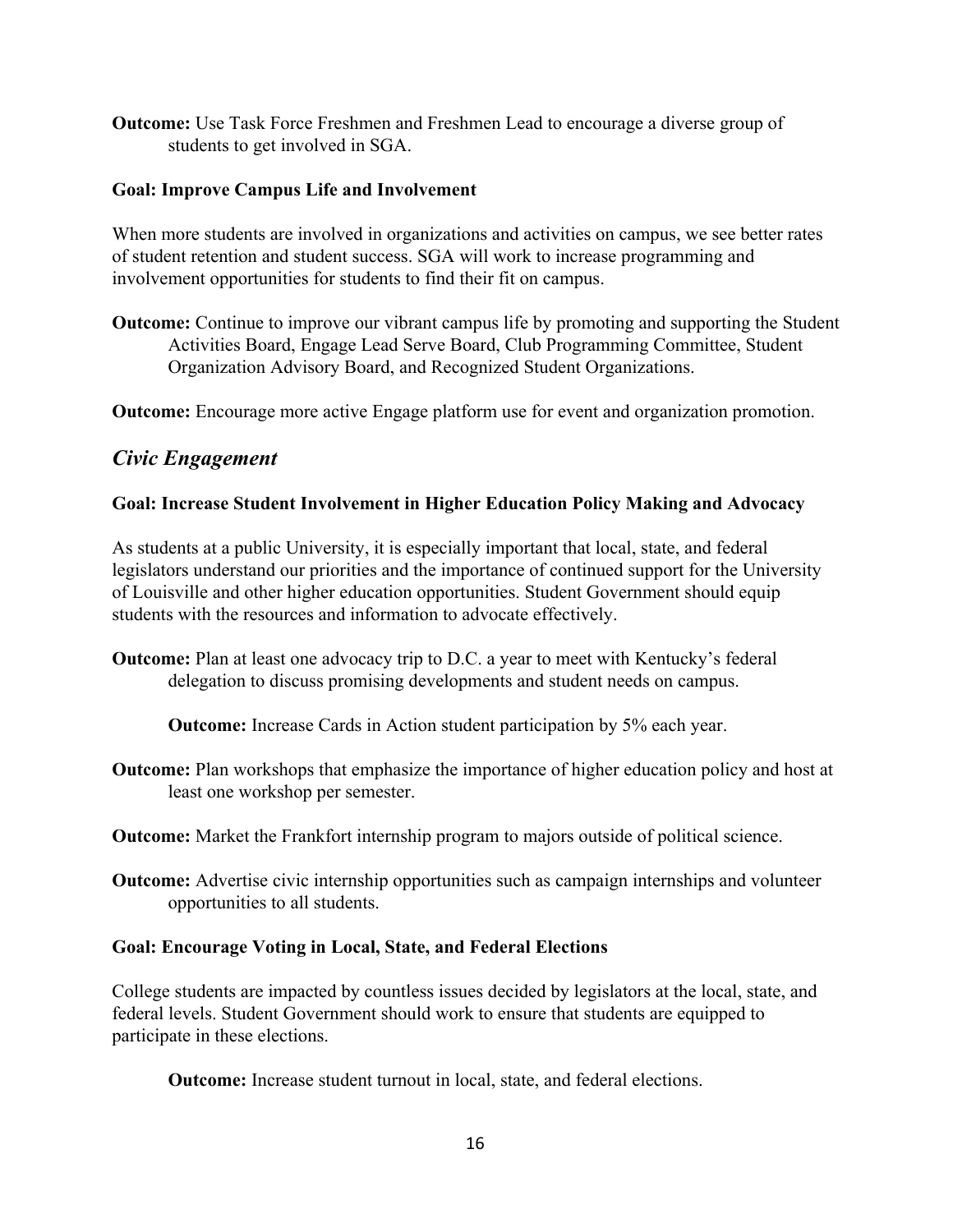**Outcome:** Use Task Force Freshmen and Freshmen Lead to encourage a diverse group of students to get involved in SGA.

**Goal: Improve Campus Life and Involvement**

When more students are involved in organizations and activities on campus, we see better rates of student retention and student success. SGA will work to increase programming and involvement opportunities for students to find their fit on campus.

**Outcome:** Continue to improve our vibrant campus life by promoting and supporting the Student Activities Board, Engage Lead Serve Board, Club Programming Committee, Student Organization Advisory Board, and Recognized Student Organizations.

**Outcome:** Encourage more active Engage platform use for event and organization promotion.

## *Civic Engagement*

**Goal: Increase Student Involvement in Higher Education Policy Making and Advocacy**

As students at a public University, it is especially important that local, state, and federal legislators understand our priorities and the importance of continued support for the University of Louisville and other higher education opportunities. Student Government should equip students with the resources and information to advocate effectively.

**Outcome:** Plan at least one advocacy trip to D.C. a year to meet with Kentucky's federal delegation to discuss promising developments and student needs on campus.

**Outcome:** Increase Cards in Action student participation by 5% each year.

**Outcome:** Plan workshops that emphasize the importance of higher education policy and host at least one workshop per semester.

**Outcome:** Market the Frankfort internship program to majors outside of political science.

**Outcome:** Advertise civic internship opportunities such as campaign internships and volunteer opportunities to all students.

**Goal: Encourage Voting in Local, State, and Federal Elections**

College students are impacted by countless issues decided by legislators at the local, state, and federal levels. Student Government should work to ensure that students are equipped to participate in these elections.

**Outcome:** Increase student turnout in local, state, and federal elections.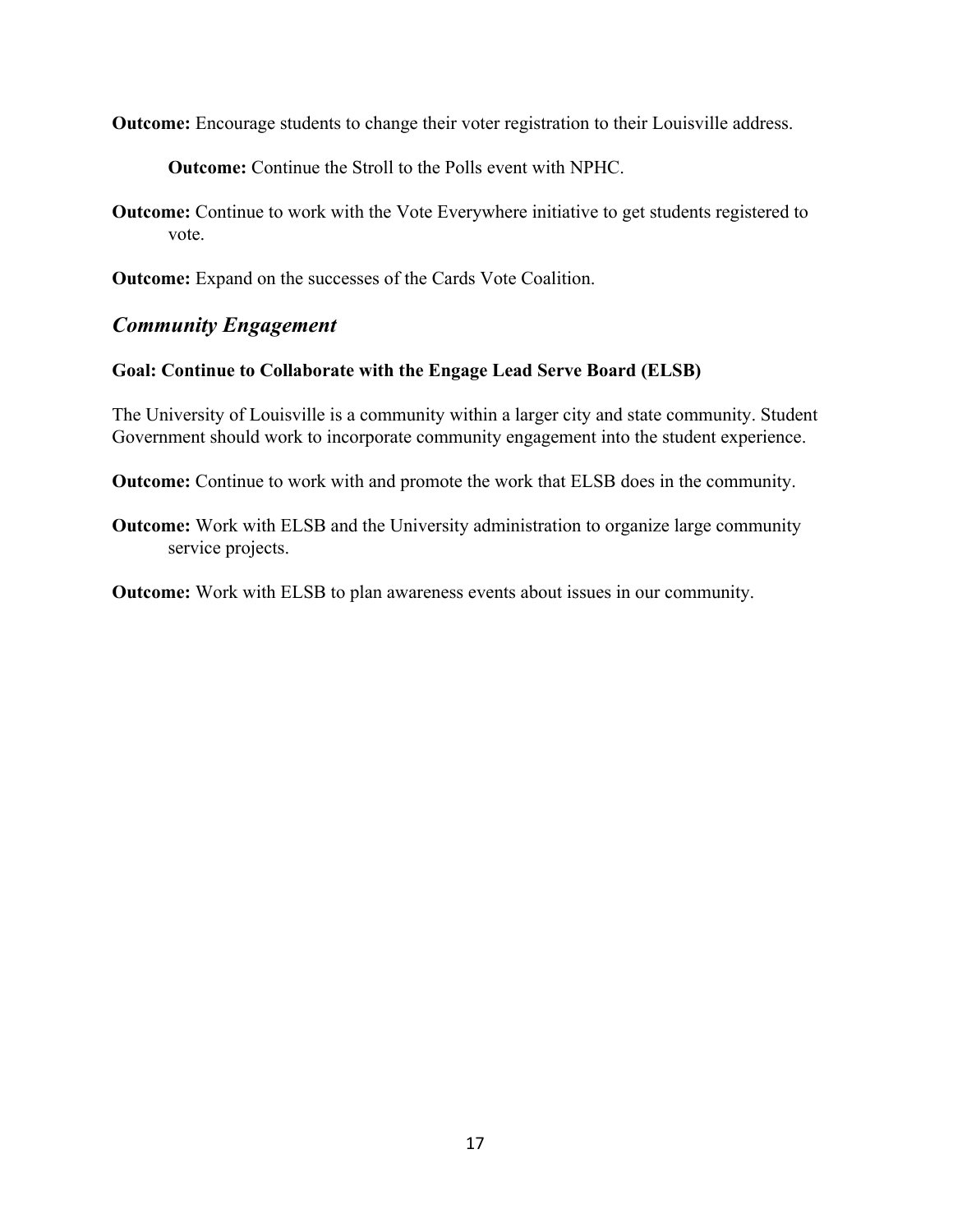**Outcome:** Encourage students to change their voter registration to their Louisville address.

**Outcome:** Continue the Stroll to the Polls event with NPHC.

**Outcome:** Continue to work with the Vote Everywhere initiative to get students registered to vote.

**Outcome:** Expand on the successes of the Cards Vote Coalition.

### *Community Engagement*

**Goal: Continue to Collaborate with the Engage Lead Serve Board (ELSB)**

The University of Louisville is a community within a larger city and state community. Student Government should work to incorporate community engagement into the student experience.

**Outcome:** Continue to work with and promote the work that ELSB does in the community.

**Outcome:** Work with ELSB and the University administration to organize large community service projects.

**Outcome:** Work with ELSB to plan awareness events about issues in our community.